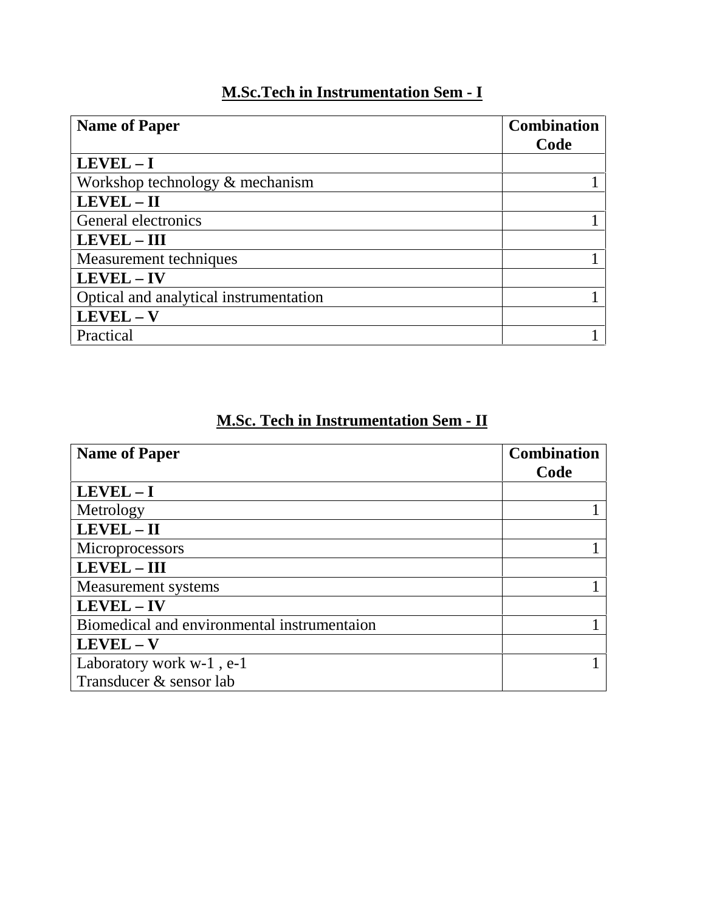## M.Sc.Tech in Instrumentation Sem - I

| Name of Paper | Combination Code |
|---|---|
| **LEVEL – I** | |
| Workshop technology & mechanism | 1 |
| **LEVEL – II** | |
| General electronics | 1 |
| **LEVEL – III** | |
| Measurement techniques | 1 |
| **LEVEL – IV** | |
| Optical and analytical instrumentation | 1 |
| **LEVEL – V** | |
| Practical | 1 |

## M.Sc. Tech in Instrumentation Sem - II

| Name of Paper | Combination Code |
|---|---|
| **LEVEL – I** | |
| Metrology | 1 |
| **LEVEL – II** | |
| Microprocessors | 1 |
| **LEVEL – III** | |
| Measurement systems | 1 |
| **LEVEL – IV** | |
| Biomedical and environmental instrumentaion | 1 |
| **LEVEL – V** | |
| Laboratory work w-1 , e-1<br>Transducer & sensor lab | 1 |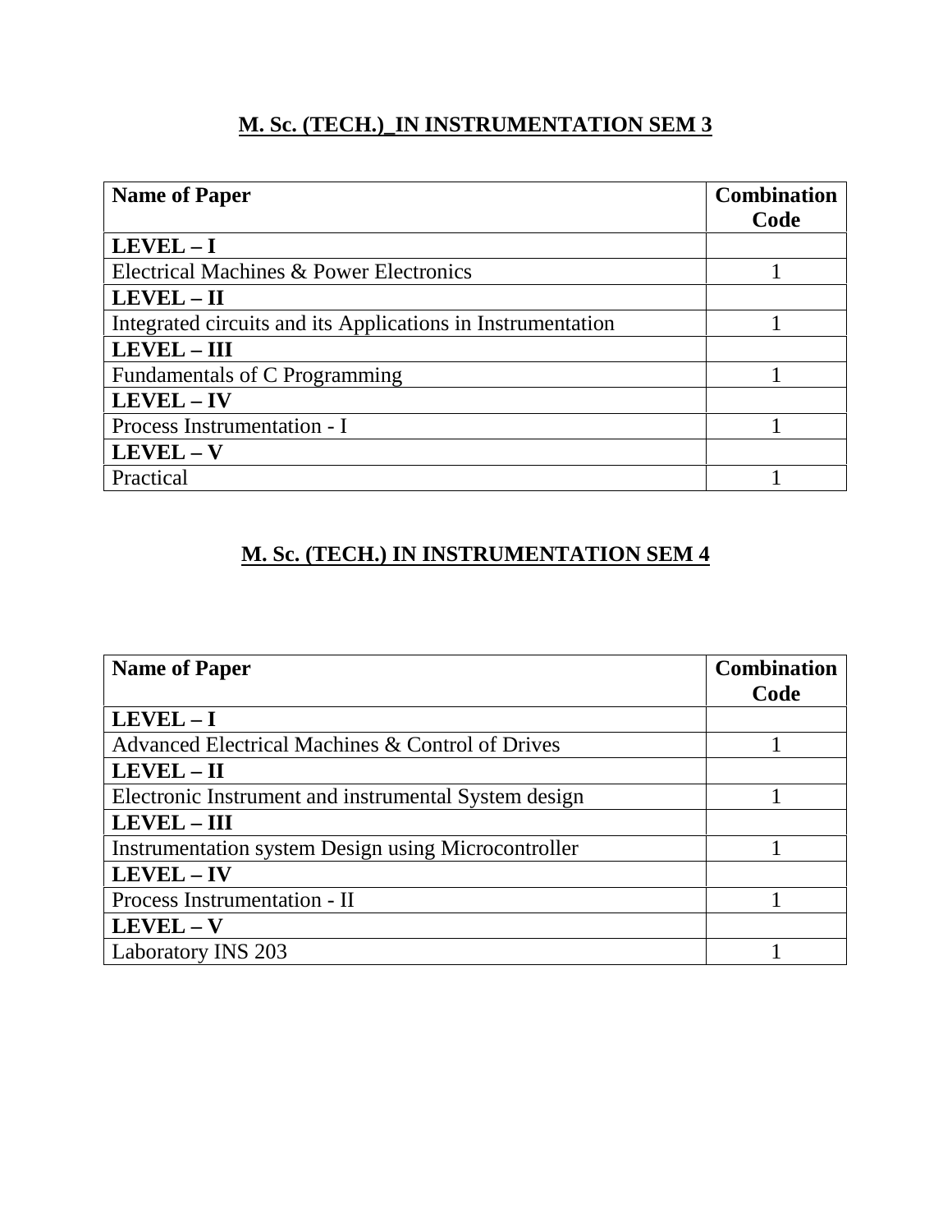## M. Sc. (TECH.)_IN INSTRUMENTATION SEM 3

| Name of Paper | Combination Code |
|---|---|
| **LEVEL – I** | |
| Electrical Machines & Power Electronics | 1 |
| **LEVEL – II** | |
| Integrated circuits and its Applications in Instrumentation | 1 |
| **LEVEL – III** | |
| Fundamentals of C Programming | 1 |
| **LEVEL – IV** | |
| Process Instrumentation - I | 1 |
| **LEVEL – V** | |
| Practical | 1 |

## M. Sc. (TECH.) IN INSTRUMENTATION SEM 4

| Name of Paper | Combination Code |
|---|---|
| **LEVEL – I** | |
| Advanced Electrical Machines & Control of Drives | 1 |
| **LEVEL – II** | |
| Electronic Instrument and instrumental System design | 1 |
| **LEVEL – III** | |
| Instrumentation system Design using Microcontroller | 1 |
| **LEVEL – IV** | |
| Process Instrumentation - II | 1 |
| **LEVEL – V** | |
| Laboratory INS 203 | 1 |